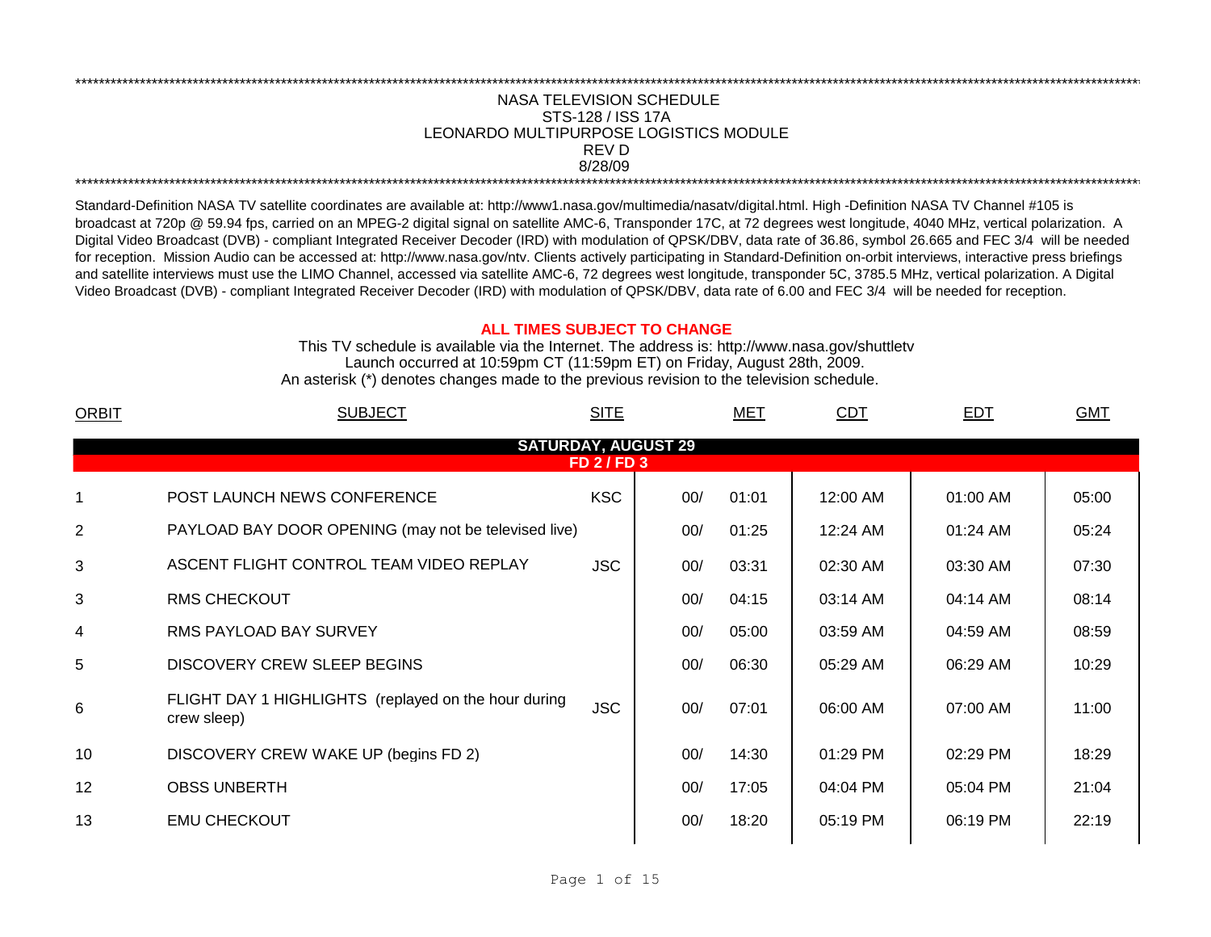# NASA TELEVISION SCHEDULE
## STS-128 / ISS 17A
## LEONARDO MULTIPURPOSE LOGISTICS MODULE
## REV D
## 8/28/09

Standard-Definition NASA TV satellite coordinates are available at: http://www1.nasa.gov/multimedia/nasatv/digital.html. High -Definition NASA TV Channel #105 is broadcast at 720p @ 59.94 fps, carried on an MPEG-2 digital signal on satellite AMC-6, Transponder 17C, at 72 degrees west longitude, 4040 MHz, vertical polarization. A Digital Video Broadcast (DVB) - compliant Integrated Receiver Decoder (IRD) with modulation of QPSK/DBV, data rate of 36.86, symbol 26.665 and FEC 3/4 will be needed for reception. Mission Audio can be accessed at: http://www.nasa.gov/ntv. Clients actively participating in Standard-Definition on-orbit interviews, interactive press briefings and satellite interviews must use the LIMO Channel, accessed via satellite AMC-6, 72 degrees west longitude, transponder 5C, 3785.5 MHz, vertical polarization. A Digital Video Broadcast (DVB) - compliant Integrated Receiver Decoder (IRD) with modulation of QPSK/DBV, data rate of 6.00 and FEC 3/4 will be needed for reception.

**ALL TIMES SUBJECT TO CHANGE**

This TV schedule is available via the Internet. The address is: http://www.nasa.gov/shuttletv
Launch occurred at 10:59pm CT (11:59pm ET) on Friday, August 28th, 2009.
An asterisk (*) denotes changes made to the previous revision to the television schedule.

| ORBIT | SUBJECT | SITE | MET | CDT | EDT | GMT |
|---|---|---|---|---|---|---|
| **SATURDAY, AUGUST 29** | | | | | | |
| **FD 2 / FD 3** | | | | | | |
| 1 | POST LAUNCH NEWS CONFERENCE | KSC | 00/ 01:01 | 12:00 AM | 01:00 AM | 05:00 |
| 2 | PAYLOAD BAY DOOR OPENING (may not be televised live) | | 00/ 01:25 | 12:24 AM | 01:24 AM | 05:24 |
| 3 | ASCENT FLIGHT CONTROL TEAM VIDEO REPLAY | JSC | 00/ 03:31 | 02:30 AM | 03:30 AM | 07:30 |
| 3 | RMS CHECKOUT | | 00/ 04:15 | 03:14 AM | 04:14 AM | 08:14 |
| 4 | RMS PAYLOAD BAY SURVEY | | 00/ 05:00 | 03:59 AM | 04:59 AM | 08:59 |
| 5 | DISCOVERY CREW SLEEP BEGINS | | 00/ 06:30 | 05:29 AM | 06:29 AM | 10:29 |
| 6 | FLIGHT DAY 1 HIGHLIGHTS (replayed on the hour during crew sleep) | JSC | 00/ 07:01 | 06:00 AM | 07:00 AM | 11:00 |
| 10 | DISCOVERY CREW WAKE UP (begins FD 2) | | 00/ 14:30 | 01:29 PM | 02:29 PM | 18:29 |
| 12 | OBSS UNBERTH | | 00/ 17:05 | 04:04 PM | 05:04 PM | 21:04 |
| 13 | EMU CHECKOUT | | 00/ 18:20 | 05:19 PM | 06:19 PM | 22:19 |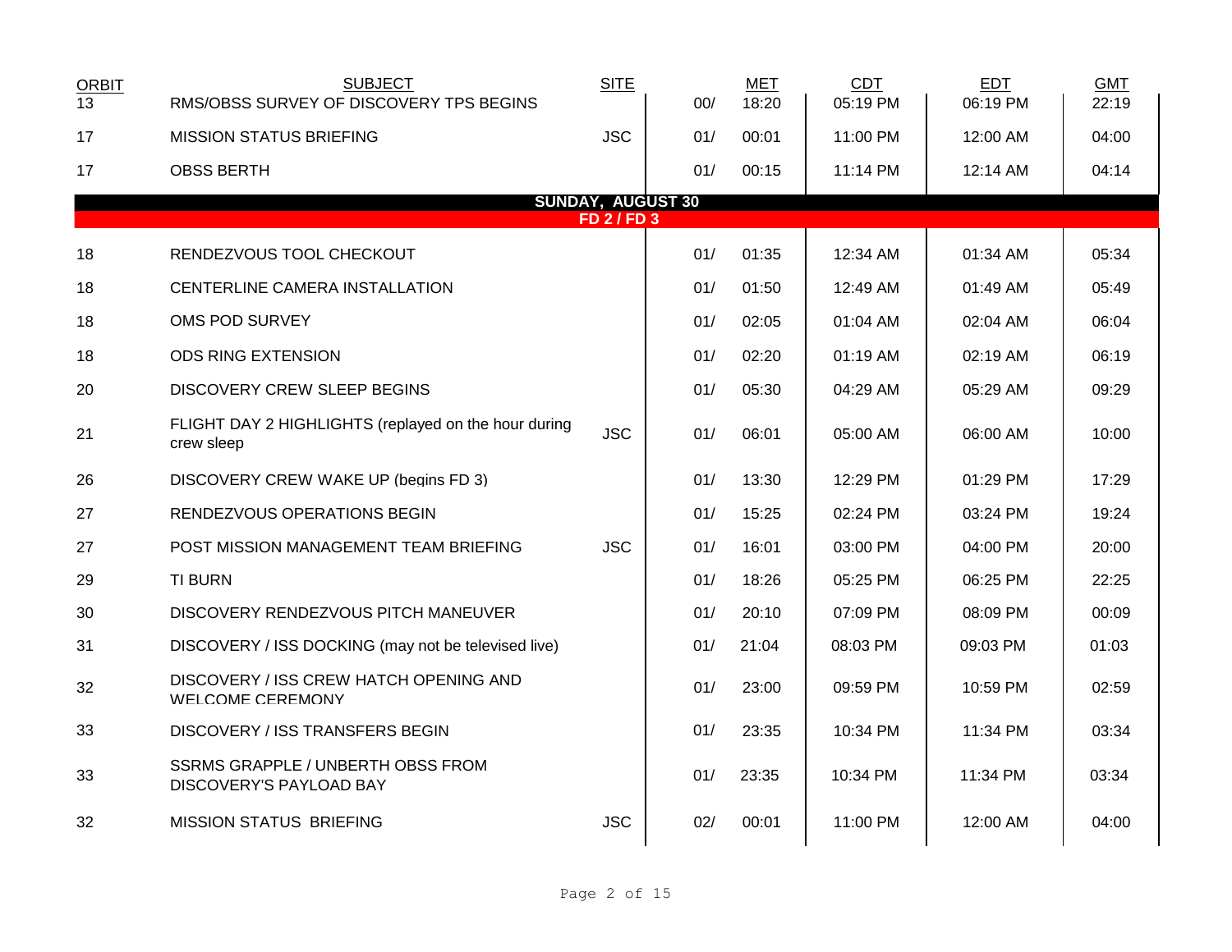| ORBIT | SUBJECT | SITE | | MET | CDT | EDT | GMT |
|---|---|---|---|---|---|---|---|
| 13 | RMS/OBSS SURVEY OF DISCOVERY TPS BEGINS | | 00/ | 18:20 | 05:19 PM | 06:19 PM | 22:19 |
| 17 | MISSION STATUS BRIEFING | JSC | 01/ | 00:01 | 11:00 PM | 12:00 AM | 04:00 |
| 17 | OBSS BERTH | | 01/ | 00:15 | 11:14 PM | 12:14 AM | 04:14 |
| | **SUNDAY, AUGUST 30** | | | | | | |
| | **FD 2 / FD 3** | | | | | | |
| 18 | RENDEZVOUS TOOL CHECKOUT | | 01/ | 01:35 | 12:34 AM | 01:34 AM | 05:34 |
| 18 | CENTERLINE CAMERA INSTALLATION | | 01/ | 01:50 | 12:49 AM | 01:49 AM | 05:49 |
| 18 | OMS POD SURVEY | | 01/ | 02:05 | 01:04 AM | 02:04 AM | 06:04 |
| 18 | ODS RING EXTENSION | | 01/ | 02:20 | 01:19 AM | 02:19 AM | 06:19 |
| 20 | DISCOVERY CREW SLEEP BEGINS | | 01/ | 05:30 | 04:29 AM | 05:29 AM | 09:29 |
| 21 | FLIGHT DAY 2 HIGHLIGHTS (replayed on the hour during crew sleep | JSC | 01/ | 06:01 | 05:00 AM | 06:00 AM | 10:00 |
| 26 | DISCOVERY CREW WAKE UP (begins FD 3) | | 01/ | 13:30 | 12:29 PM | 01:29 PM | 17:29 |
| 27 | RENDEZVOUS OPERATIONS BEGIN | | 01/ | 15:25 | 02:24 PM | 03:24 PM | 19:24 |
| 27 | POST MISSION MANAGEMENT TEAM BRIEFING | JSC | 01/ | 16:01 | 03:00 PM | 04:00 PM | 20:00 |
| 29 | TI BURN | | 01/ | 18:26 | 05:25 PM | 06:25 PM | 22:25 |
| 30 | DISCOVERY RENDEZVOUS PITCH MANEUVER | | 01/ | 20:10 | 07:09 PM | 08:09 PM | 00:09 |
| 31 | DISCOVERY / ISS DOCKING (may not be televised live) | | 01/ | 21:04 | 08:03 PM | 09:03 PM | 01:03 |
| 32 | DISCOVERY / ISS CREW HATCH OPENING AND WELCOME CEREMONY | | 01/ | 23:00 | 09:59 PM | 10:59 PM | 02:59 |
| 33 | DISCOVERY / ISS TRANSFERS BEGIN | | 01/ | 23:35 | 10:34 PM | 11:34 PM | 03:34 |
| 33 | SSRMS GRAPPLE / UNBERTH OBSS FROM DISCOVERY'S PAYLOAD BAY | | 01/ | 23:35 | 10:34 PM | 11:34 PM | 03:34 |
| 32 | MISSION STATUS BRIEFING | JSC | 02/ | 00:01 | 11:00 PM | 12:00 AM | 04:00 |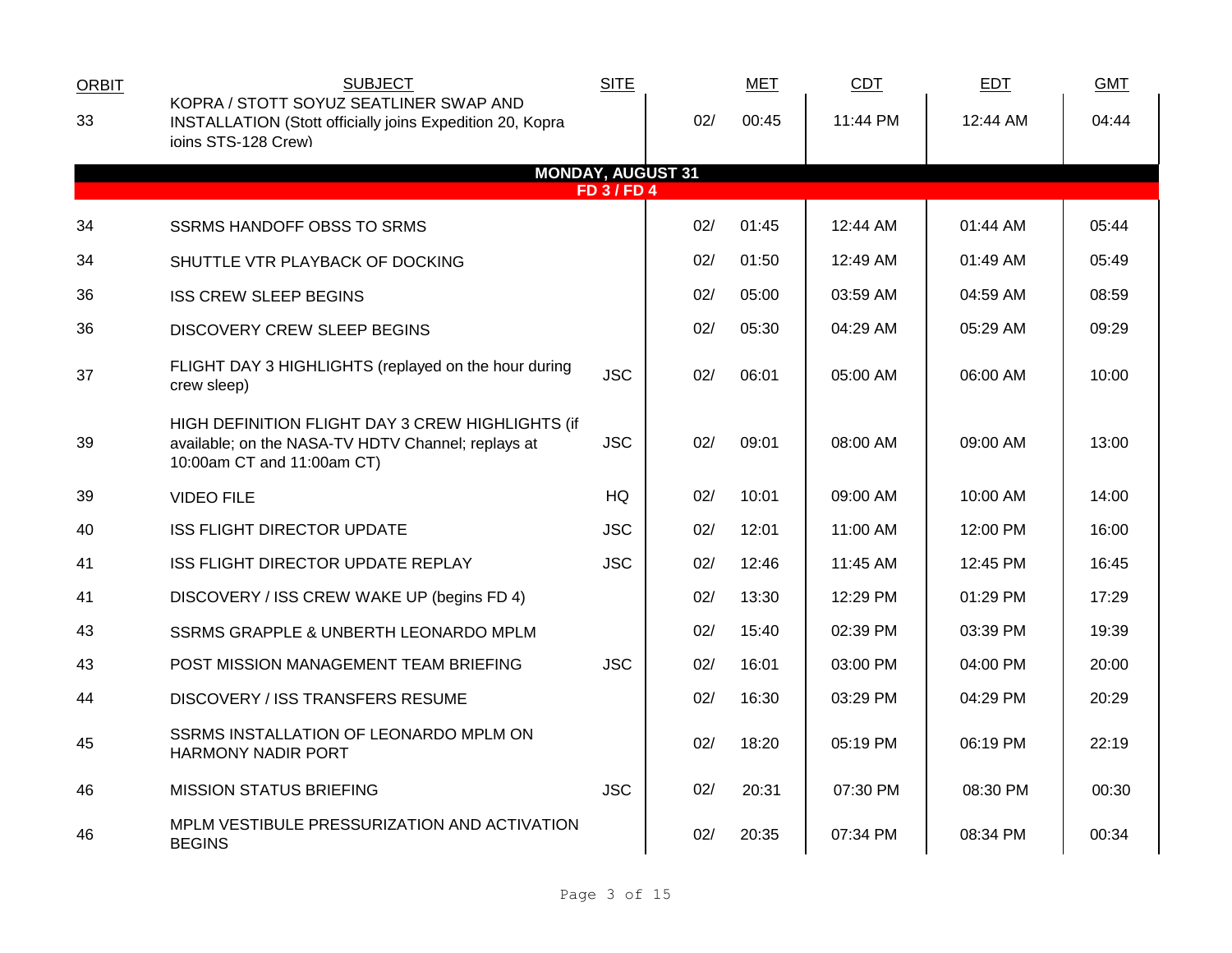| ORBIT | SUBJECT | SITE | MET | | CDT | EDT | GMT |
|---|---|---|---|---|---|---|---|
| 33 | KOPRA / STOTT SOYUZ SEATLINER SWAP AND INSTALLATION (Stott officially joins Expedition 20, Kopra joins STS-128 Crew) | | 02/ | 00:45 | 11:44 PM | 12:44 AM | 04:44 |
| | **MONDAY, AUGUST 31** | | | | | | |
| | **FD 3 / FD 4** | | | | | | |
| 34 | SSRMS HANDOFF OBSS TO SRMS | | 02/ | 01:45 | 12:44 AM | 01:44 AM | 05:44 |
| 34 | SHUTTLE VTR PLAYBACK OF DOCKING | | 02/ | 01:50 | 12:49 AM | 01:49 AM | 05:49 |
| 36 | ISS CREW SLEEP BEGINS | | 02/ | 05:00 | 03:59 AM | 04:59 AM | 08:59 |
| 36 | DISCOVERY CREW SLEEP BEGINS | | 02/ | 05:30 | 04:29 AM | 05:29 AM | 09:29 |
| 37 | FLIGHT DAY 3 HIGHLIGHTS (replayed on the hour during crew sleep) | JSC | 02/ | 06:01 | 05:00 AM | 06:00 AM | 10:00 |
| 39 | HIGH DEFINITION FLIGHT DAY 3 CREW HIGHLIGHTS (if available; on the NASA-TV HDTV Channel; replays at 10:00am CT and 11:00am CT) | JSC | 02/ | 09:01 | 08:00 AM | 09:00 AM | 13:00 |
| 39 | VIDEO FILE | HQ | 02/ | 10:01 | 09:00 AM | 10:00 AM | 14:00 |
| 40 | ISS FLIGHT DIRECTOR UPDATE | JSC | 02/ | 12:01 | 11:00 AM | 12:00 PM | 16:00 |
| 41 | ISS FLIGHT DIRECTOR UPDATE REPLAY | JSC | 02/ | 12:46 | 11:45 AM | 12:45 PM | 16:45 |
| 41 | DISCOVERY / ISS CREW WAKE UP (begins FD 4) | | 02/ | 13:30 | 12:29 PM | 01:29 PM | 17:29 |
| 43 | SSRMS GRAPPLE & UNBERTH LEONARDO MPLM | | 02/ | 15:40 | 02:39 PM | 03:39 PM | 19:39 |
| 43 | POST MISSION MANAGEMENT TEAM BRIEFING | JSC | 02/ | 16:01 | 03:00 PM | 04:00 PM | 20:00 |
| 44 | DISCOVERY / ISS TRANSFERS RESUME | | 02/ | 16:30 | 03:29 PM | 04:29 PM | 20:29 |
| 45 | SSRMS INSTALLATION OF LEONARDO MPLM ON HARMONY NADIR PORT | | 02/ | 18:20 | 05:19 PM | 06:19 PM | 22:19 |
| 46 | MISSION STATUS BRIEFING | JSC | 02/ | 20:31 | 07:30 PM | 08:30 PM | 00:30 |
| 46 | MPLM VESTIBULE PRESSURIZATION AND ACTIVATION BEGINS | | 02/ | 20:35 | 07:34 PM | 08:34 PM | 00:34 |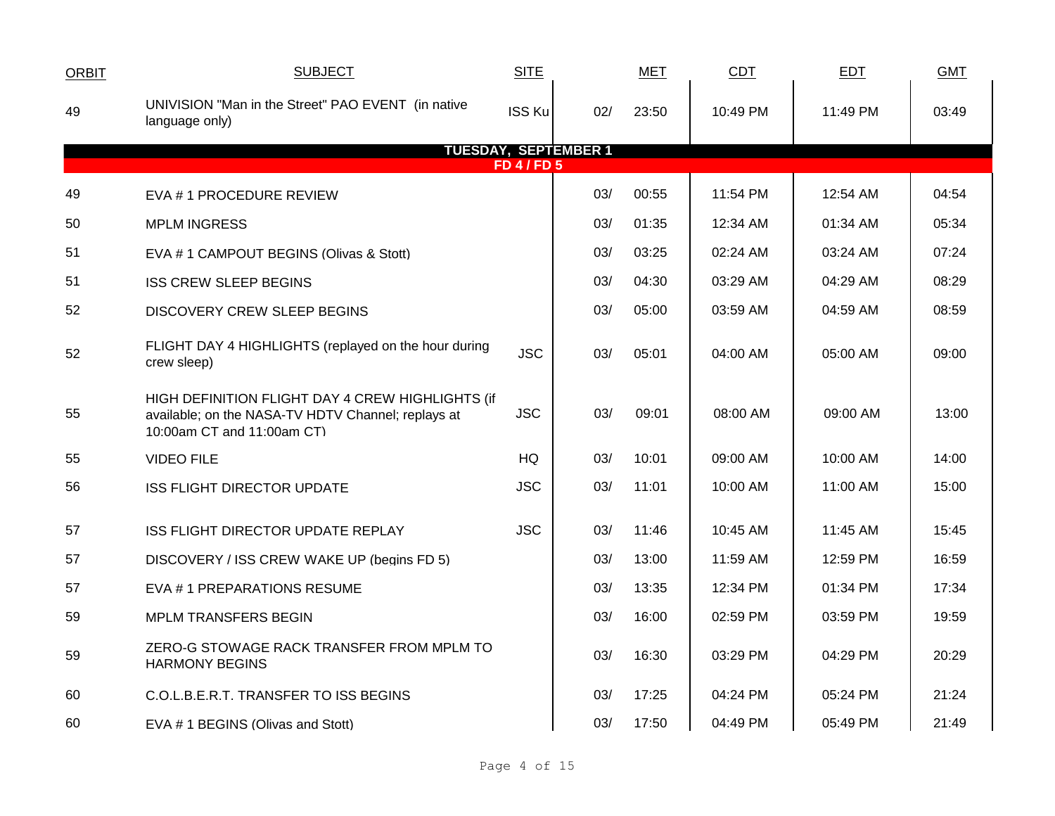| ORBIT | SUBJECT | SITE | | MET | CDT | EDT | GMT |
|---|---|---|---|---|---|---|---|
| 49 | UNIVISION "Man in the Street" PAO EVENT (in native language only) | ISS Ku | 02/ | 23:50 | 10:49 PM | 11:49 PM | 03:49 |
| | **TUESDAY, SEPTEMBER 1** | | | | | | |
| | **FD 4 / FD 5** | | | | | | |
| 49 | EVA # 1 PROCEDURE REVIEW | | 03/ | 00:55 | 11:54 PM | 12:54 AM | 04:54 |
| 50 | MPLM INGRESS | | 03/ | 01:35 | 12:34 AM | 01:34 AM | 05:34 |
| 51 | EVA # 1 CAMPOUT BEGINS (Olivas & Stott) | | 03/ | 03:25 | 02:24 AM | 03:24 AM | 07:24 |
| 51 | ISS CREW SLEEP BEGINS | | 03/ | 04:30 | 03:29 AM | 04:29 AM | 08:29 |
| 52 | DISCOVERY CREW SLEEP BEGINS | | 03/ | 05:00 | 03:59 AM | 04:59 AM | 08:59 |
| 52 | FLIGHT DAY 4 HIGHLIGHTS (replayed on the hour during crew sleep) | JSC | 03/ | 05:01 | 04:00 AM | 05:00 AM | 09:00 |
| 55 | HIGH DEFINITION FLIGHT DAY 4 CREW HIGHLIGHTS (if available; on the NASA-TV HDTV Channel; replays at 10:00am CT and 11:00am CT) | JSC | 03/ | 09:01 | 08:00 AM | 09:00 AM | 13:00 |
| 55 | VIDEO FILE | HQ | 03/ | 10:01 | 09:00 AM | 10:00 AM | 14:00 |
| 56 | ISS FLIGHT DIRECTOR UPDATE | JSC | 03/ | 11:01 | 10:00 AM | 11:00 AM | 15:00 |
| 57 | ISS FLIGHT DIRECTOR UPDATE REPLAY | JSC | 03/ | 11:46 | 10:45 AM | 11:45 AM | 15:45 |
| 57 | DISCOVERY / ISS CREW WAKE UP (begins FD 5) | | 03/ | 13:00 | 11:59 AM | 12:59 PM | 16:59 |
| 57 | EVA # 1 PREPARATIONS RESUME | | 03/ | 13:35 | 12:34 PM | 01:34 PM | 17:34 |
| 59 | MPLM TRANSFERS BEGIN | | 03/ | 16:00 | 02:59 PM | 03:59 PM | 19:59 |
| 59 | ZERO-G STOWAGE RACK TRANSFER FROM MPLM TO HARMONY BEGINS | | 03/ | 16:30 | 03:29 PM | 04:29 PM | 20:29 |
| 60 | C.O.L.B.E.R.T. TRANSFER TO ISS BEGINS | | 03/ | 17:25 | 04:24 PM | 05:24 PM | 21:24 |
| 60 | EVA # 1 BEGINS (Olivas and Stott) | | 03/ | 17:50 | 04:49 PM | 05:49 PM | 21:49 |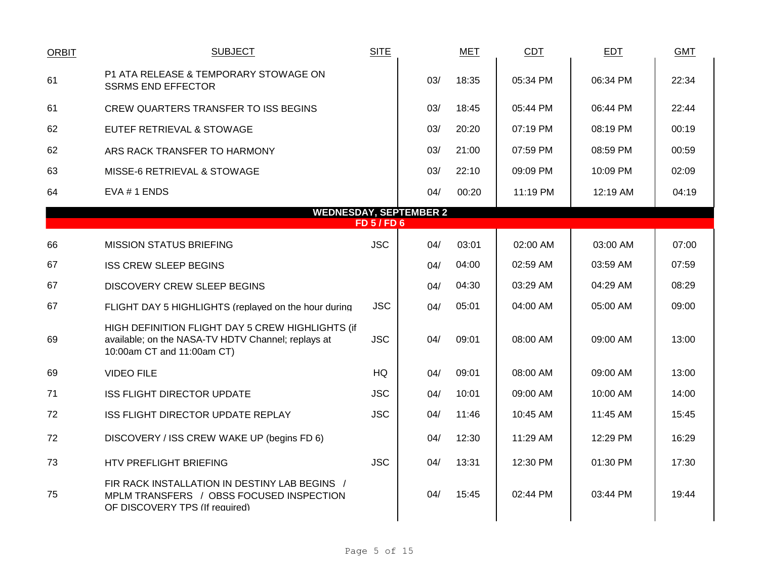| ORBIT | SUBJECT | SITE | | MET | CDT | EDT | GMT |
|---|---|---|---|---|---|---|---|
| 61 | P1 ATA RELEASE & TEMPORARY STOWAGE ON SSRMS END EFFECTOR | | 03/ | 18:35 | 05:34 PM | 06:34 PM | 22:34 |
| 61 | CREW QUARTERS TRANSFER TO ISS BEGINS | | 03/ | 18:45 | 05:44 PM | 06:44 PM | 22:44 |
| 62 | EUTEF RETRIEVAL & STOWAGE | | 03/ | 20:20 | 07:19 PM | 08:19 PM | 00:19 |
| 62 | ARS RACK TRANSFER TO HARMONY | | 03/ | 21:00 | 07:59 PM | 08:59 PM | 00:59 |
| 63 | MISSE-6 RETRIEVAL & STOWAGE | | 03/ | 22:10 | 09:09 PM | 10:09 PM | 02:09 |
| 64 | EVA # 1 ENDS | | 04/ | 00:20 | 11:19 PM | 12:19 AM | 04:19 |
| | **WEDNESDAY, SEPTEMBER 2** | | | | | | |
| | **FD 5 / FD 6** | | | | | | |
| 66 | MISSION STATUS BRIEFING | JSC | 04/ | 03:01 | 02:00 AM | 03:00 AM | 07:00 |
| 67 | ISS CREW SLEEP BEGINS | | 04/ | 04:00 | 02:59 AM | 03:59 AM | 07:59 |
| 67 | DISCOVERY CREW SLEEP BEGINS | | 04/ | 04:30 | 03:29 AM | 04:29 AM | 08:29 |
| 67 | FLIGHT DAY 5 HIGHLIGHTS (replayed on the hour during | JSC | 04/ | 05:01 | 04:00 AM | 05:00 AM | 09:00 |
| 69 | HIGH DEFINITION FLIGHT DAY 5 CREW HIGHLIGHTS (if available; on the NASA-TV HDTV Channel; replays at 10:00am CT and 11:00am CT) | JSC | 04/ | 09:01 | 08:00 AM | 09:00 AM | 13:00 |
| 69 | VIDEO FILE | HQ | 04/ | 09:01 | 08:00 AM | 09:00 AM | 13:00 |
| 71 | ISS FLIGHT DIRECTOR UPDATE | JSC | 04/ | 10:01 | 09:00 AM | 10:00 AM | 14:00 |
| 72 | ISS FLIGHT DIRECTOR UPDATE REPLAY | JSC | 04/ | 11:46 | 10:45 AM | 11:45 AM | 15:45 |
| 72 | DISCOVERY / ISS CREW WAKE UP (begins FD 6) | | 04/ | 12:30 | 11:29 AM | 12:29 PM | 16:29 |
| 73 | HTV PREFLIGHT BRIEFING | JSC | 04/ | 13:31 | 12:30 PM | 01:30 PM | 17:30 |
| 75 | FIR RACK INSTALLATION IN DESTINY LAB BEGINS / MPLM TRANSFERS / OBSS FOCUSED INSPECTION OF DISCOVERY TPS (If required) | | 04/ | 15:45 | 02:44 PM | 03:44 PM | 19:44 |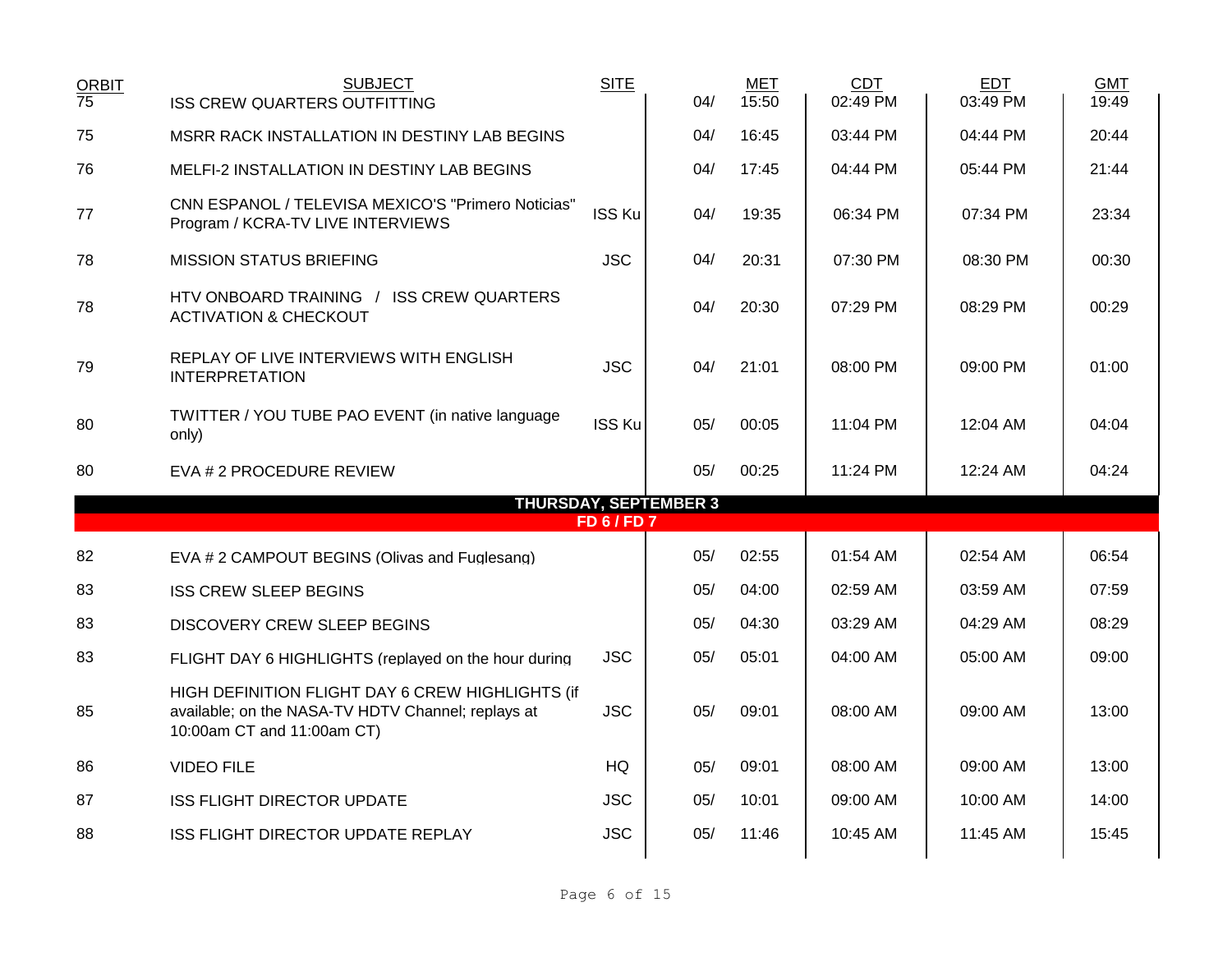| ORBIT | SUBJECT | SITE | | MET | CDT | EDT | GMT |
|---|---|---|---|---|---|---|---|
| 75 | ISS CREW QUARTERS OUTFITTING | | 04/ | 15:50 | 02:49 PM | 03:49 PM | 19:49 |
| 75 | MSRR RACK INSTALLATION IN DESTINY LAB BEGINS | | 04/ | 16:45 | 03:44 PM | 04:44 PM | 20:44 |
| 76 | MELFI-2 INSTALLATION IN DESTINY LAB BEGINS | | 04/ | 17:45 | 04:44 PM | 05:44 PM | 21:44 |
| 77 | CNN ESPANOL / TELEVISA MEXICO'S "Primero Noticias" Program / KCRA-TV LIVE INTERVIEWS | ISS Ku | 04/ | 19:35 | 06:34 PM | 07:34 PM | 23:34 |
| 78 | MISSION STATUS BRIEFING | JSC | 04/ | 20:31 | 07:30 PM | 08:30 PM | 00:30 |
| 78 | HTV ONBOARD TRAINING / ISS CREW QUARTERS ACTIVATION & CHECKOUT | | 04/ | 20:30 | 07:29 PM | 08:29 PM | 00:29 |
| 79 | REPLAY OF LIVE INTERVIEWS WITH ENGLISH INTERPRETATION | JSC | 04/ | 21:01 | 08:00 PM | 09:00 PM | 01:00 |
| 80 | TWITTER / YOU TUBE PAO EVENT (in native language only) | ISS Ku | 05/ | 00:05 | 11:04 PM | 12:04 AM | 04:04 |
| 80 | EVA # 2 PROCEDURE REVIEW | | 05/ | 00:25 | 11:24 PM | 12:24 AM | 04:24 |
| | **THURSDAY, SEPTEMBER 3** | | | | | | |
| | **FD 6 / FD 7** | | | | | | |
| 82 | EVA # 2 CAMPOUT BEGINS (Olivas and Fuglesang) | | 05/ | 02:55 | 01:54 AM | 02:54 AM | 06:54 |
| 83 | ISS CREW SLEEP BEGINS | | 05/ | 04:00 | 02:59 AM | 03:59 AM | 07:59 |
| 83 | DISCOVERY CREW SLEEP BEGINS | | 05/ | 04:30 | 03:29 AM | 04:29 AM | 08:29 |
| 83 | FLIGHT DAY 6 HIGHLIGHTS (replayed on the hour during | JSC | 05/ | 05:01 | 04:00 AM | 05:00 AM | 09:00 |
| 85 | HIGH DEFINITION FLIGHT DAY 6 CREW HIGHLIGHTS (if available; on the NASA-TV HDTV Channel; replays at 10:00am CT and 11:00am CT) | JSC | 05/ | 09:01 | 08:00 AM | 09:00 AM | 13:00 |
| 86 | VIDEO FILE | HQ | 05/ | 09:01 | 08:00 AM | 09:00 AM | 13:00 |
| 87 | ISS FLIGHT DIRECTOR UPDATE | JSC | 05/ | 10:01 | 09:00 AM | 10:00 AM | 14:00 |
| 88 | ISS FLIGHT DIRECTOR UPDATE REPLAY | JSC | 05/ | 11:46 | 10:45 AM | 11:45 AM | 15:45 |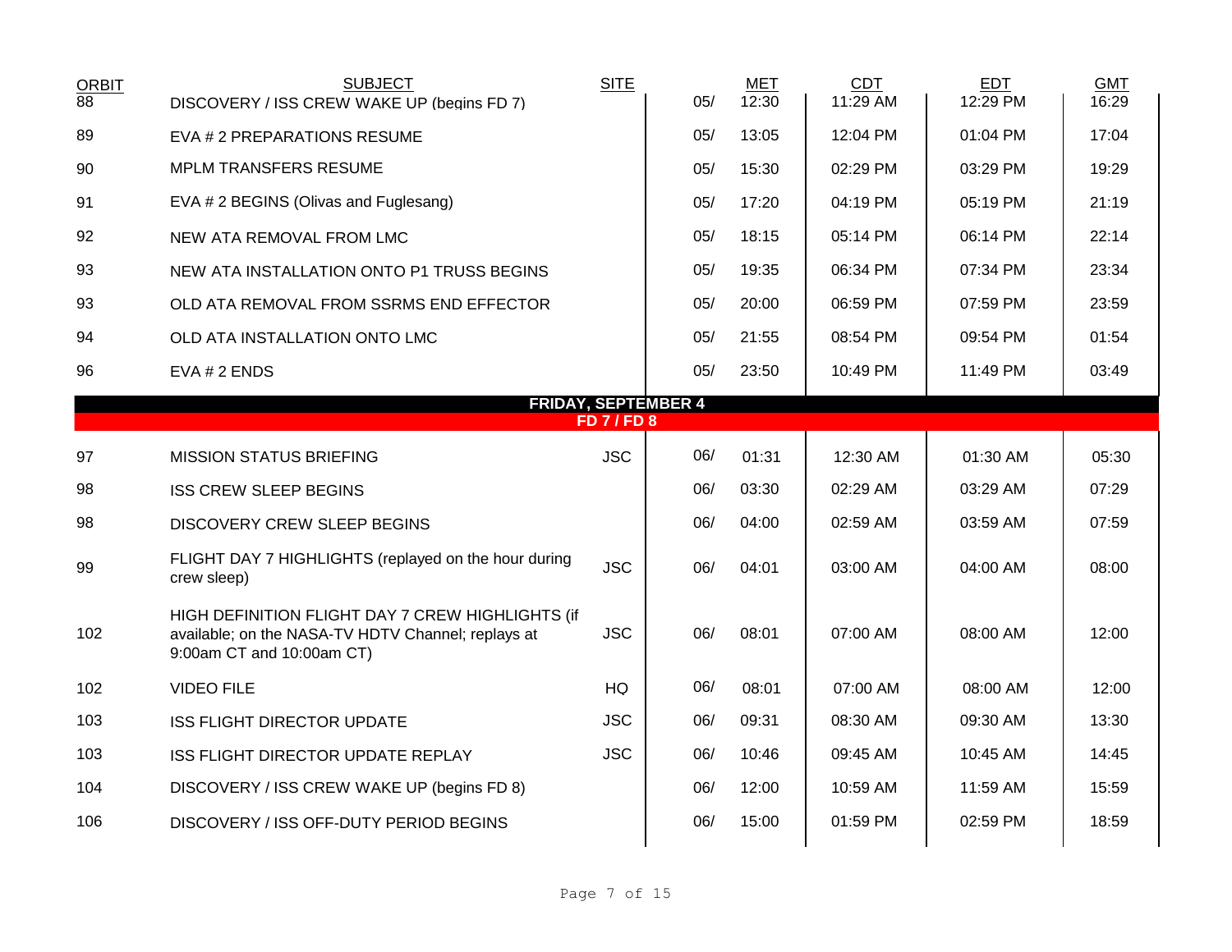| ORBIT | SUBJECT | SITE | | MET | CDT | EDT | GMT |
|---|---|---|---|---|---|---|---|
| 88 | DISCOVERY / ISS CREW WAKE UP (begins FD 7) | | 05/ | 12:30 | 11:29 AM | 12:29 PM | 16:29 |
| 89 | EVA # 2 PREPARATIONS RESUME | | 05/ | 13:05 | 12:04 PM | 01:04 PM | 17:04 |
| 90 | MPLM TRANSFERS RESUME | | 05/ | 15:30 | 02:29 PM | 03:29 PM | 19:29 |
| 91 | EVA # 2 BEGINS (Olivas and Fuglesang) | | 05/ | 17:20 | 04:19 PM | 05:19 PM | 21:19 |
| 92 | NEW ATA REMOVAL FROM LMC | | 05/ | 18:15 | 05:14 PM | 06:14 PM | 22:14 |
| 93 | NEW ATA INSTALLATION ONTO P1 TRUSS BEGINS | | 05/ | 19:35 | 06:34 PM | 07:34 PM | 23:34 |
| 93 | OLD ATA REMOVAL FROM SSRMS END EFFECTOR | | 05/ | 20:00 | 06:59 PM | 07:59 PM | 23:59 |
| 94 | OLD ATA INSTALLATION ONTO LMC | | 05/ | 21:55 | 08:54 PM | 09:54 PM | 01:54 |
| 96 | EVA # 2 ENDS | | 05/ | 23:50 | 10:49 PM | 11:49 PM | 03:49 |
| | **FRIDAY, SEPTEMBER 4** | | | | | | |
| | **FD 7 / FD 8** | | | | | | |
| 97 | MISSION STATUS BRIEFING | JSC | 06/ | 01:31 | 12:30 AM | 01:30 AM | 05:30 |
| 98 | ISS CREW SLEEP BEGINS | | 06/ | 03:30 | 02:29 AM | 03:29 AM | 07:29 |
| 98 | DISCOVERY CREW SLEEP BEGINS | | 06/ | 04:00 | 02:59 AM | 03:59 AM | 07:59 |
| 99 | FLIGHT DAY 7 HIGHLIGHTS (replayed on the hour during crew sleep) | JSC | 06/ | 04:01 | 03:00 AM | 04:00 AM | 08:00 |
| 102 | HIGH DEFINITION FLIGHT DAY 7 CREW HIGHLIGHTS (if available; on the NASA-TV HDTV Channel; replays at 9:00am CT and 10:00am CT) | JSC | 06/ | 08:01 | 07:00 AM | 08:00 AM | 12:00 |
| 102 | VIDEO FILE | HQ | 06/ | 08:01 | 07:00 AM | 08:00 AM | 12:00 |
| 103 | ISS FLIGHT DIRECTOR UPDATE | JSC | 06/ | 09:31 | 08:30 AM | 09:30 AM | 13:30 |
| 103 | ISS FLIGHT DIRECTOR UPDATE REPLAY | JSC | 06/ | 10:46 | 09:45 AM | 10:45 AM | 14:45 |
| 104 | DISCOVERY / ISS CREW WAKE UP (begins FD 8) | | 06/ | 12:00 | 10:59 AM | 11:59 AM | 15:59 |
| 106 | DISCOVERY / ISS OFF-DUTY PERIOD BEGINS | | 06/ | 15:00 | 01:59 PM | 02:59 PM | 18:59 |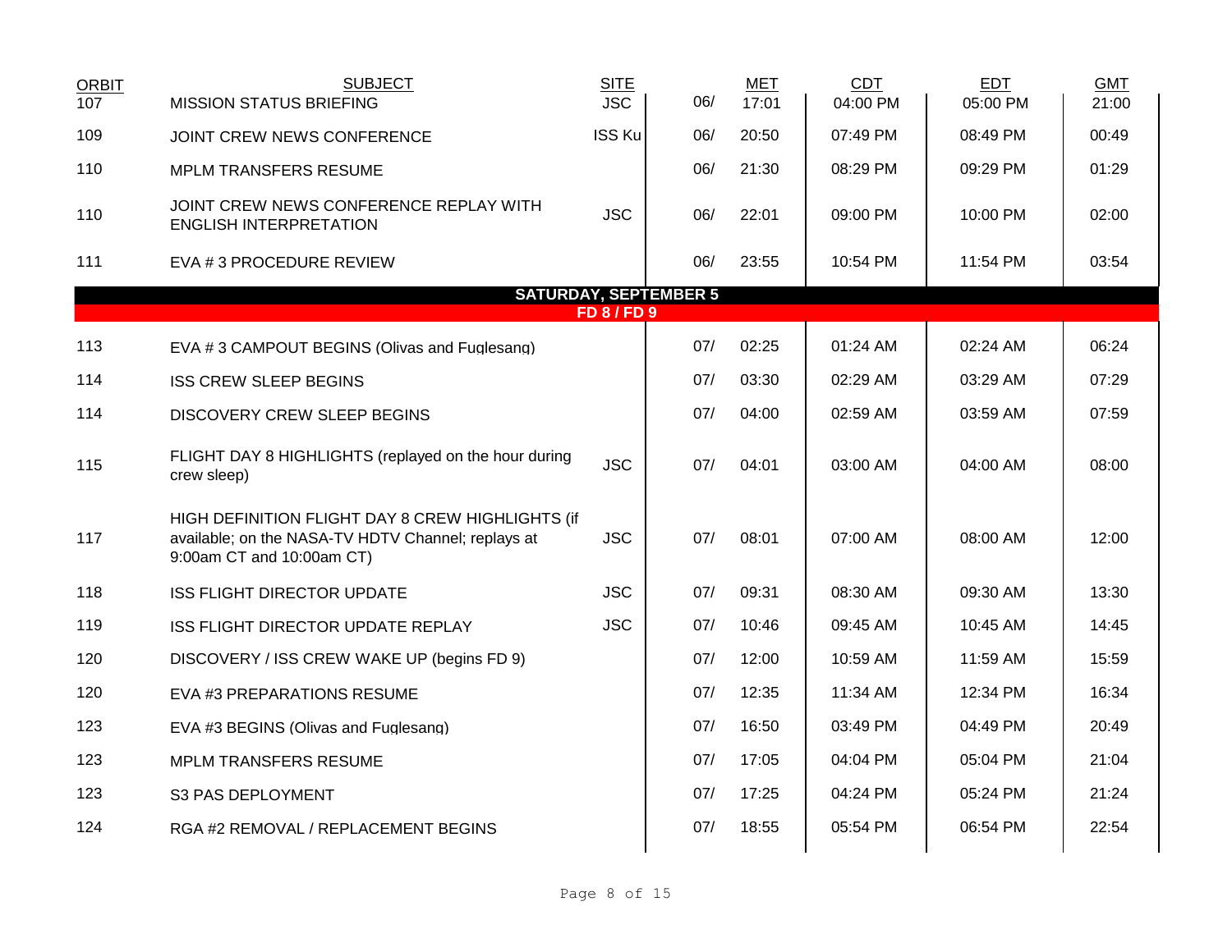| ORBIT | SUBJECT | SITE | | MET | CDT | EDT | GMT |
|---|---|---|---|---|---|---|---|
| 107 | MISSION STATUS BRIEFING | JSC | 06/ | 17:01 | 04:00 PM | 05:00 PM | 21:00 |
| 109 | JOINT CREW NEWS CONFERENCE | ISS Ku | 06/ | 20:50 | 07:49 PM | 08:49 PM | 00:49 |
| 110 | MPLM TRANSFERS RESUME | | 06/ | 21:30 | 08:29 PM | 09:29 PM | 01:29 |
| 110 | JOINT CREW NEWS CONFERENCE REPLAY WITH ENGLISH INTERPRETATION | JSC | 06/ | 22:01 | 09:00 PM | 10:00 PM | 02:00 |
| 111 | EVA # 3 PROCEDURE REVIEW | | 06/ | 23:55 | 10:54 PM | 11:54 PM | 03:54 |
| | **SATURDAY, SEPTEMBER 5** | | | | | | |
| | **FD 8 / FD 9** | | | | | | |
| 113 | EVA # 3 CAMPOUT BEGINS (Olivas and Fuglesang) | | 07/ | 02:25 | 01:24 AM | 02:24 AM | 06:24 |
| 114 | ISS CREW SLEEP BEGINS | | 07/ | 03:30 | 02:29 AM | 03:29 AM | 07:29 |
| 114 | DISCOVERY CREW SLEEP BEGINS | | 07/ | 04:00 | 02:59 AM | 03:59 AM | 07:59 |
| 115 | FLIGHT DAY 8 HIGHLIGHTS (replayed on the hour during crew sleep) | JSC | 07/ | 04:01 | 03:00 AM | 04:00 AM | 08:00 |
| 117 | HIGH DEFINITION FLIGHT DAY 8 CREW HIGHLIGHTS (if available; on the NASA-TV HDTV Channel; replays at 9:00am CT and 10:00am CT) | JSC | 07/ | 08:01 | 07:00 AM | 08:00 AM | 12:00 |
| 118 | ISS FLIGHT DIRECTOR UPDATE | JSC | 07/ | 09:31 | 08:30 AM | 09:30 AM | 13:30 |
| 119 | ISS FLIGHT DIRECTOR UPDATE REPLAY | JSC | 07/ | 10:46 | 09:45 AM | 10:45 AM | 14:45 |
| 120 | DISCOVERY / ISS CREW WAKE UP (begins FD 9) | | 07/ | 12:00 | 10:59 AM | 11:59 AM | 15:59 |
| 120 | EVA #3 PREPARATIONS RESUME | | 07/ | 12:35 | 11:34 AM | 12:34 PM | 16:34 |
| 123 | EVA #3 BEGINS (Olivas and Fuglesang) | | 07/ | 16:50 | 03:49 PM | 04:49 PM | 20:49 |
| 123 | MPLM TRANSFERS RESUME | | 07/ | 17:05 | 04:04 PM | 05:04 PM | 21:04 |
| 123 | S3 PAS DEPLOYMENT | | 07/ | 17:25 | 04:24 PM | 05:24 PM | 21:24 |
| 124 | RGA #2 REMOVAL / REPLACEMENT BEGINS | | 07/ | 18:55 | 05:54 PM | 06:54 PM | 22:54 |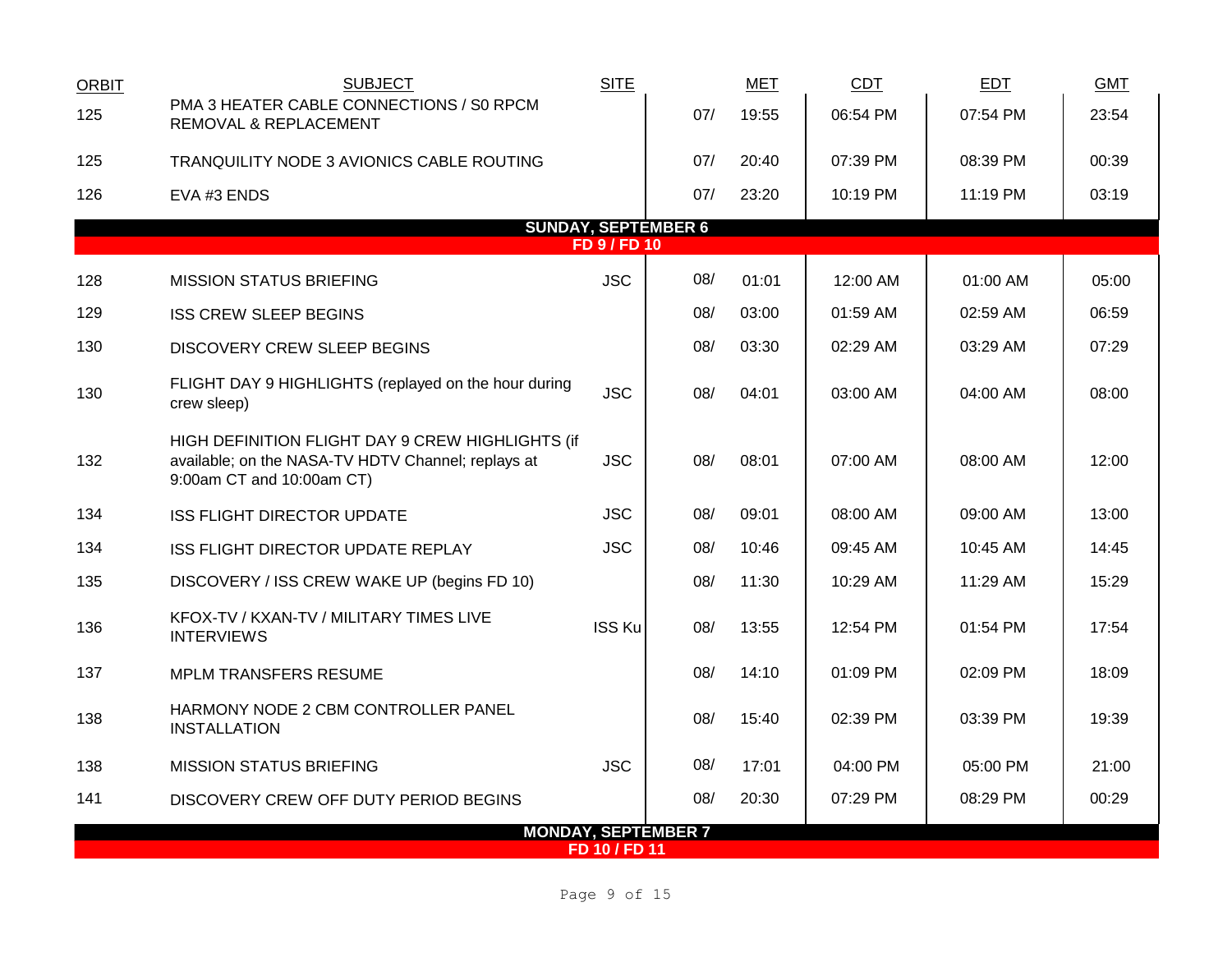| ORBIT | SUBJECT | SITE | MET | | CDT | EDT | GMT |
|---|---|---|---|---|---|---|---|
| 125 | PMA 3 HEATER CABLE CONNECTIONS / S0 RPCM REMOVAL & REPLACEMENT | | 07/ | 19:55 | 06:54 PM | 07:54 PM | 23:54 |
| 125 | TRANQUILITY NODE 3 AVIONICS CABLE ROUTING | | 07/ | 20:40 | 07:39 PM | 08:39 PM | 00:39 |
| 126 | EVA #3 ENDS | | 07/ | 23:20 | 10:19 PM | 11:19 PM | 03:19 |
| **SUNDAY, SEPTEMBER 6** | | | | | | | |
| **FD 9 / FD 10** | | | | | | | |
| 128 | MISSION STATUS BRIEFING | JSC | 08/ | 01:01 | 12:00 AM | 01:00 AM | 05:00 |
| 129 | ISS CREW SLEEP BEGINS | | 08/ | 03:00 | 01:59 AM | 02:59 AM | 06:59 |
| 130 | DISCOVERY CREW SLEEP BEGINS | | 08/ | 03:30 | 02:29 AM | 03:29 AM | 07:29 |
| 130 | FLIGHT DAY 9 HIGHLIGHTS (replayed on the hour during crew sleep) | JSC | 08/ | 04:01 | 03:00 AM | 04:00 AM | 08:00 |
| 132 | HIGH DEFINITION FLIGHT DAY 9 CREW HIGHLIGHTS (if available; on the NASA-TV HDTV Channel; replays at 9:00am CT and 10:00am CT) | JSC | 08/ | 08:01 | 07:00 AM | 08:00 AM | 12:00 |
| 134 | ISS FLIGHT DIRECTOR UPDATE | JSC | 08/ | 09:01 | 08:00 AM | 09:00 AM | 13:00 |
| 134 | ISS FLIGHT DIRECTOR UPDATE REPLAY | JSC | 08/ | 10:46 | 09:45 AM | 10:45 AM | 14:45 |
| 135 | DISCOVERY / ISS CREW WAKE UP (begins FD 10) | | 08/ | 11:30 | 10:29 AM | 11:29 AM | 15:29 |
| 136 | KFOX-TV / KXAN-TV / MILITARY TIMES LIVE INTERVIEWS | ISS Ku | 08/ | 13:55 | 12:54 PM | 01:54 PM | 17:54 |
| 137 | MPLM TRANSFERS RESUME | | 08/ | 14:10 | 01:09 PM | 02:09 PM | 18:09 |
| 138 | HARMONY NODE 2 CBM CONTROLLER PANEL INSTALLATION | | 08/ | 15:40 | 02:39 PM | 03:39 PM | 19:39 |
| 138 | MISSION STATUS BRIEFING | JSC | 08/ | 17:01 | 04:00 PM | 05:00 PM | 21:00 |
| 141 | DISCOVERY CREW OFF DUTY PERIOD BEGINS | | 08/ | 20:30 | 07:29 PM | 08:29 PM | 00:29 |
| **MONDAY, SEPTEMBER 7** | | | | | | | |
| **FD 10 / FD 11** | | | | | | | |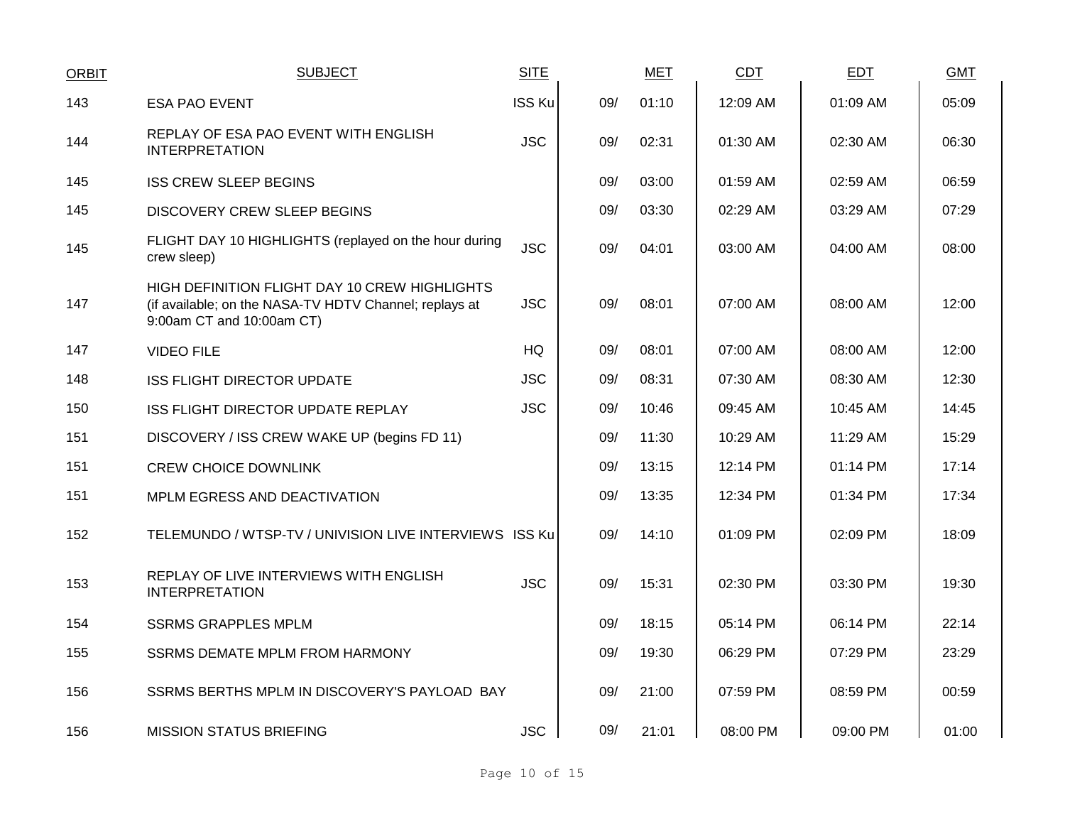| ORBIT | SUBJECT | SITE | | MET | CDT | EDT | GMT |
|---|---|---|---|---|---|---|---|
| 143 | ESA PAO EVENT | ISS Ku | 09/ | 01:10 | 12:09 AM | 01:09 AM | 05:09 |
| 144 | REPLAY OF ESA PAO EVENT WITH ENGLISH INTERPRETATION | JSC | 09/ | 02:31 | 01:30 AM | 02:30 AM | 06:30 |
| 145 | ISS CREW SLEEP BEGINS | | 09/ | 03:00 | 01:59 AM | 02:59 AM | 06:59 |
| 145 | DISCOVERY CREW SLEEP BEGINS | | 09/ | 03:30 | 02:29 AM | 03:29 AM | 07:29 |
| 145 | FLIGHT DAY 10 HIGHLIGHTS (replayed on the hour during crew sleep) | JSC | 09/ | 04:01 | 03:00 AM | 04:00 AM | 08:00 |
| 147 | HIGH DEFINITION FLIGHT DAY 10 CREW HIGHLIGHTS (if available; on the NASA-TV HDTV Channel; replays at 9:00am CT and 10:00am CT) | JSC | 09/ | 08:01 | 07:00 AM | 08:00 AM | 12:00 |
| 147 | VIDEO FILE | HQ | 09/ | 08:01 | 07:00 AM | 08:00 AM | 12:00 |
| 148 | ISS FLIGHT DIRECTOR UPDATE | JSC | 09/ | 08:31 | 07:30 AM | 08:30 AM | 12:30 |
| 150 | ISS FLIGHT DIRECTOR UPDATE REPLAY | JSC | 09/ | 10:46 | 09:45 AM | 10:45 AM | 14:45 |
| 151 | DISCOVERY / ISS CREW WAKE UP (begins FD 11) | | 09/ | 11:30 | 10:29 AM | 11:29 AM | 15:29 |
| 151 | CREW CHOICE DOWNLINK | | 09/ | 13:15 | 12:14 PM | 01:14 PM | 17:14 |
| 151 | MPLM EGRESS AND DEACTIVATION | | 09/ | 13:35 | 12:34 PM | 01:34 PM | 17:34 |
| 152 | TELEMUNDO / WTSP-TV / UNIVISION LIVE INTERVIEWS | ISS Ku | 09/ | 14:10 | 01:09 PM | 02:09 PM | 18:09 |
| 153 | REPLAY OF LIVE INTERVIEWS WITH ENGLISH INTERPRETATION | JSC | 09/ | 15:31 | 02:30 PM | 03:30 PM | 19:30 |
| 154 | SSRMS GRAPPLES MPLM | | 09/ | 18:15 | 05:14 PM | 06:14 PM | 22:14 |
| 155 | SSRMS DEMATE MPLM FROM HARMONY | | 09/ | 19:30 | 06:29 PM | 07:29 PM | 23:29 |
| 156 | SSRMS BERTHS MPLM IN DISCOVERY'S PAYLOAD BAY | | 09/ | 21:00 | 07:59 PM | 08:59 PM | 00:59 |
| 156 | MISSION STATUS BRIEFING | JSC | 09/ | 21:01 | 08:00 PM | 09:00 PM | 01:00 |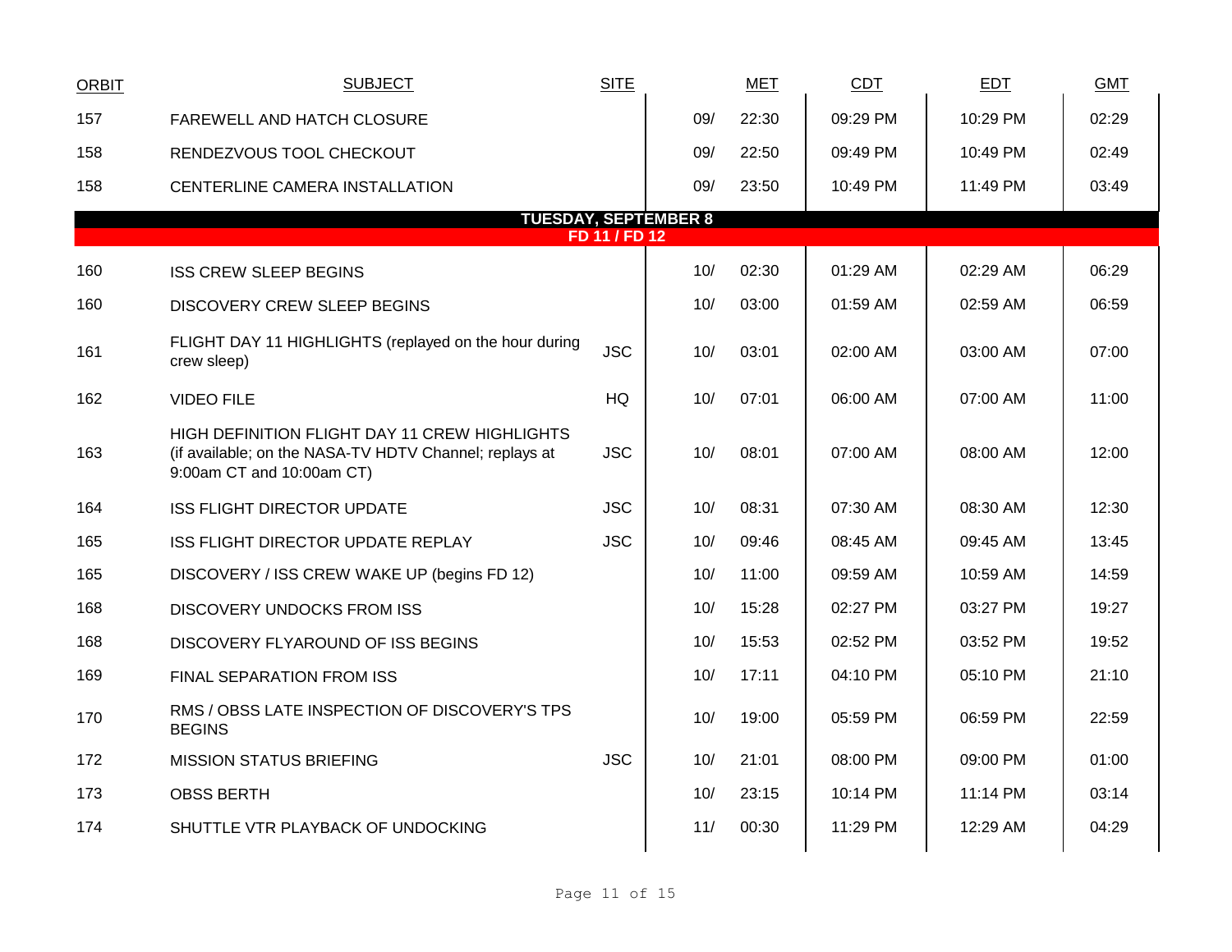| ORBIT | SUBJECT | SITE | MET | | CDT | EDT | GMT |
|---|---|---|---|---|---|---|---|
| 157 | FAREWELL AND HATCH CLOSURE | | 09/ | 22:30 | 09:29 PM | 10:29 PM | 02:29 |
| 158 | RENDEZVOUS TOOL CHECKOUT | | 09/ | 22:50 | 09:49 PM | 10:49 PM | 02:49 |
| 158 | CENTERLINE CAMERA INSTALLATION | | 09/ | 23:50 | 10:49 PM | 11:49 PM | 03:49 |
| | **TUESDAY, SEPTEMBER 8** | | | | | | |
| | **FD 11 / FD 12** | | | | | | |
| 160 | ISS CREW SLEEP BEGINS | | 10/ | 02:30 | 01:29 AM | 02:29 AM | 06:29 |
| 160 | DISCOVERY CREW SLEEP BEGINS | | 10/ | 03:00 | 01:59 AM | 02:59 AM | 06:59 |
| 161 | FLIGHT DAY 11 HIGHLIGHTS (replayed on the hour during crew sleep) | JSC | 10/ | 03:01 | 02:00 AM | 03:00 AM | 07:00 |
| 162 | VIDEO FILE | HQ | 10/ | 07:01 | 06:00 AM | 07:00 AM | 11:00 |
| 163 | HIGH DEFINITION FLIGHT DAY 11 CREW HIGHLIGHTS (if available; on the NASA-TV HDTV Channel; replays at 9:00am CT and 10:00am CT) | JSC | 10/ | 08:01 | 07:00 AM | 08:00 AM | 12:00 |
| 164 | ISS FLIGHT DIRECTOR UPDATE | JSC | 10/ | 08:31 | 07:30 AM | 08:30 AM | 12:30 |
| 165 | ISS FLIGHT DIRECTOR UPDATE REPLAY | JSC | 10/ | 09:46 | 08:45 AM | 09:45 AM | 13:45 |
| 165 | DISCOVERY / ISS CREW WAKE UP (begins FD 12) | | 10/ | 11:00 | 09:59 AM | 10:59 AM | 14:59 |
| 168 | DISCOVERY UNDOCKS FROM ISS | | 10/ | 15:28 | 02:27 PM | 03:27 PM | 19:27 |
| 168 | DISCOVERY FLYAROUND OF ISS BEGINS | | 10/ | 15:53 | 02:52 PM | 03:52 PM | 19:52 |
| 169 | FINAL SEPARATION FROM ISS | | 10/ | 17:11 | 04:10 PM | 05:10 PM | 21:10 |
| 170 | RMS / OBSS LATE INSPECTION OF DISCOVERY'S TPS BEGINS | | 10/ | 19:00 | 05:59 PM | 06:59 PM | 22:59 |
| 172 | MISSION STATUS BRIEFING | JSC | 10/ | 21:01 | 08:00 PM | 09:00 PM | 01:00 |
| 173 | OBSS BERTH | | 10/ | 23:15 | 10:14 PM | 11:14 PM | 03:14 |
| 174 | SHUTTLE VTR PLAYBACK OF UNDOCKING | | 11/ | 00:30 | 11:29 PM | 12:29 AM | 04:29 |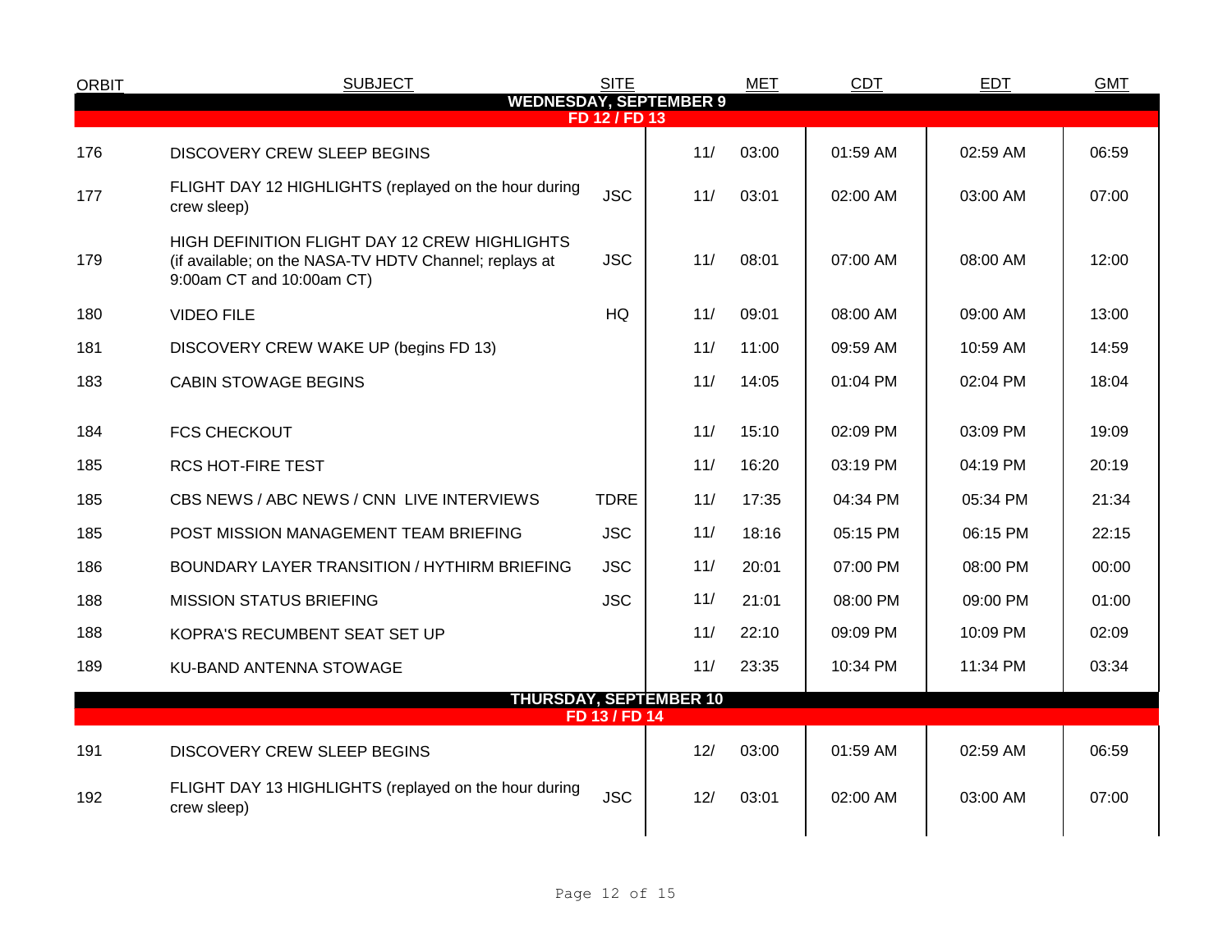| ORBIT | SUBJECT | SITE | MET | | CDT | EDT | GMT |
|---|---|---|---|---|---|---|---|
| **WEDNESDAY, SEPTEMBER 9** | | | | | | | |
| **FD 12 / FD 13** | | | | | | | |
| 176 | DISCOVERY CREW SLEEP BEGINS | | 11/ | 03:00 | 01:59 AM | 02:59 AM | 06:59 |
| 177 | FLIGHT DAY 12 HIGHLIGHTS (replayed on the hour during crew sleep) | JSC | 11/ | 03:01 | 02:00 AM | 03:00 AM | 07:00 |
| 179 | HIGH DEFINITION FLIGHT DAY 12 CREW HIGHLIGHTS (if available; on the NASA-TV HDTV Channel; replays at 9:00am CT and 10:00am CT) | JSC | 11/ | 08:01 | 07:00 AM | 08:00 AM | 12:00 |
| 180 | VIDEO FILE | HQ | 11/ | 09:01 | 08:00 AM | 09:00 AM | 13:00 |
| 181 | DISCOVERY CREW WAKE UP (begins FD 13) | | 11/ | 11:00 | 09:59 AM | 10:59 AM | 14:59 |
| 183 | CABIN STOWAGE BEGINS | | 11/ | 14:05 | 01:04 PM | 02:04 PM | 18:04 |
| 184 | FCS CHECKOUT | | 11/ | 15:10 | 02:09 PM | 03:09 PM | 19:09 |
| 185 | RCS HOT-FIRE TEST | | 11/ | 16:20 | 03:19 PM | 04:19 PM | 20:19 |
| 185 | CBS NEWS / ABC NEWS / CNN LIVE INTERVIEWS | TDRE | 11/ | 17:35 | 04:34 PM | 05:34 PM | 21:34 |
| 185 | POST MISSION MANAGEMENT TEAM BRIEFING | JSC | 11/ | 18:16 | 05:15 PM | 06:15 PM | 22:15 |
| 186 | BOUNDARY LAYER TRANSITION / HYTHIRM BRIEFING | JSC | 11/ | 20:01 | 07:00 PM | 08:00 PM | 00:00 |
| 188 | MISSION STATUS BRIEFING | JSC | 11/ | 21:01 | 08:00 PM | 09:00 PM | 01:00 |
| 188 | KOPRA'S RECUMBENT SEAT SET UP | | 11/ | 22:10 | 09:09 PM | 10:09 PM | 02:09 |
| 189 | KU-BAND ANTENNA STOWAGE | | 11/ | 23:35 | 10:34 PM | 11:34 PM | 03:34 |
| **THURSDAY, SEPTEMBER 10** | | | | | | | |
| **FD 13 / FD 14** | | | | | | | |
| 191 | DISCOVERY CREW SLEEP BEGINS | | 12/ | 03:00 | 01:59 AM | 02:59 AM | 06:59 |
| 192 | FLIGHT DAY 13 HIGHLIGHTS (replayed on the hour during crew sleep) | JSC | 12/ | 03:01 | 02:00 AM | 03:00 AM | 07:00 |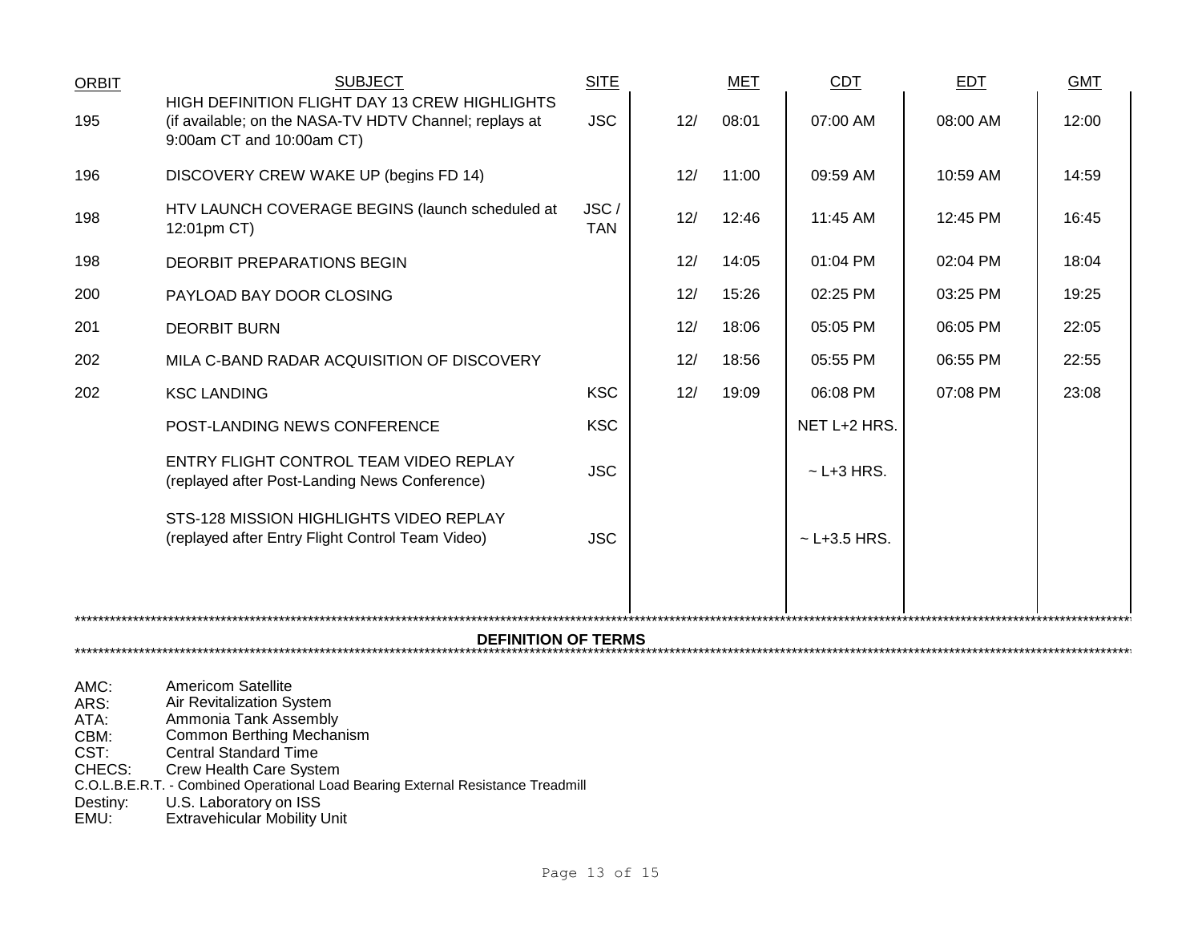| ORBIT | SUBJECT | SITE | MET | | CDT | EDT | GMT |
|---|---|---|---|---|---|---|---|
| 195 | HIGH DEFINITION FLIGHT DAY 13 CREW HIGHLIGHTS (if available; on the NASA-TV HDTV Channel; replays at 9:00am CT and 10:00am CT) | JSC | 12/ | 08:01 | 07:00 AM | 08:00 AM | 12:00 |
| 196 | DISCOVERY CREW WAKE UP (begins FD 14) | | 12/ | 11:00 | 09:59 AM | 10:59 AM | 14:59 |
| 198 | HTV LAUNCH COVERAGE BEGINS (launch scheduled at 12:01pm CT) | JSC / TAN | 12/ | 12:46 | 11:45 AM | 12:45 PM | 16:45 |
| 198 | DEORBIT PREPARATIONS BEGIN | | 12/ | 14:05 | 01:04 PM | 02:04 PM | 18:04 |
| 200 | PAYLOAD BAY DOOR CLOSING | | 12/ | 15:26 | 02:25 PM | 03:25 PM | 19:25 |
| 201 | DEORBIT BURN | | 12/ | 18:06 | 05:05 PM | 06:05 PM | 22:05 |
| 202 | MILA C-BAND RADAR ACQUISITION OF DISCOVERY | | 12/ | 18:56 | 05:55 PM | 06:55 PM | 22:55 |
| 202 | KSC LANDING | KSC | 12/ | 19:09 | 06:08 PM | 07:08 PM | 23:08 |
| | POST-LANDING NEWS CONFERENCE | KSC | | | NET L+2 HRS. | | |
| | ENTRY FLIGHT CONTROL TEAM VIDEO REPLAY (replayed after Post-Landing News Conference) | JSC | | | ~ L+3 HRS. | | |
| | STS-128 MISSION HIGHLIGHTS VIDEO REPLAY (replayed after Entry Flight Control Team Video) | JSC | | | ~ L+3.5 HRS. | | |

## DEFINITION OF TERMS

AMC: Americom Satellite
ARS: Air Revitalization System
ATA: Ammonia Tank Assembly
CBM: Common Berthing Mechanism
CST: Central Standard Time
CHECS: Crew Health Care System
C.O.L.B.E.R.T. - Combined Operational Load Bearing External Resistance Treadmill
Destiny: U.S. Laboratory on ISS
EMU: Extravehicular Mobility Unit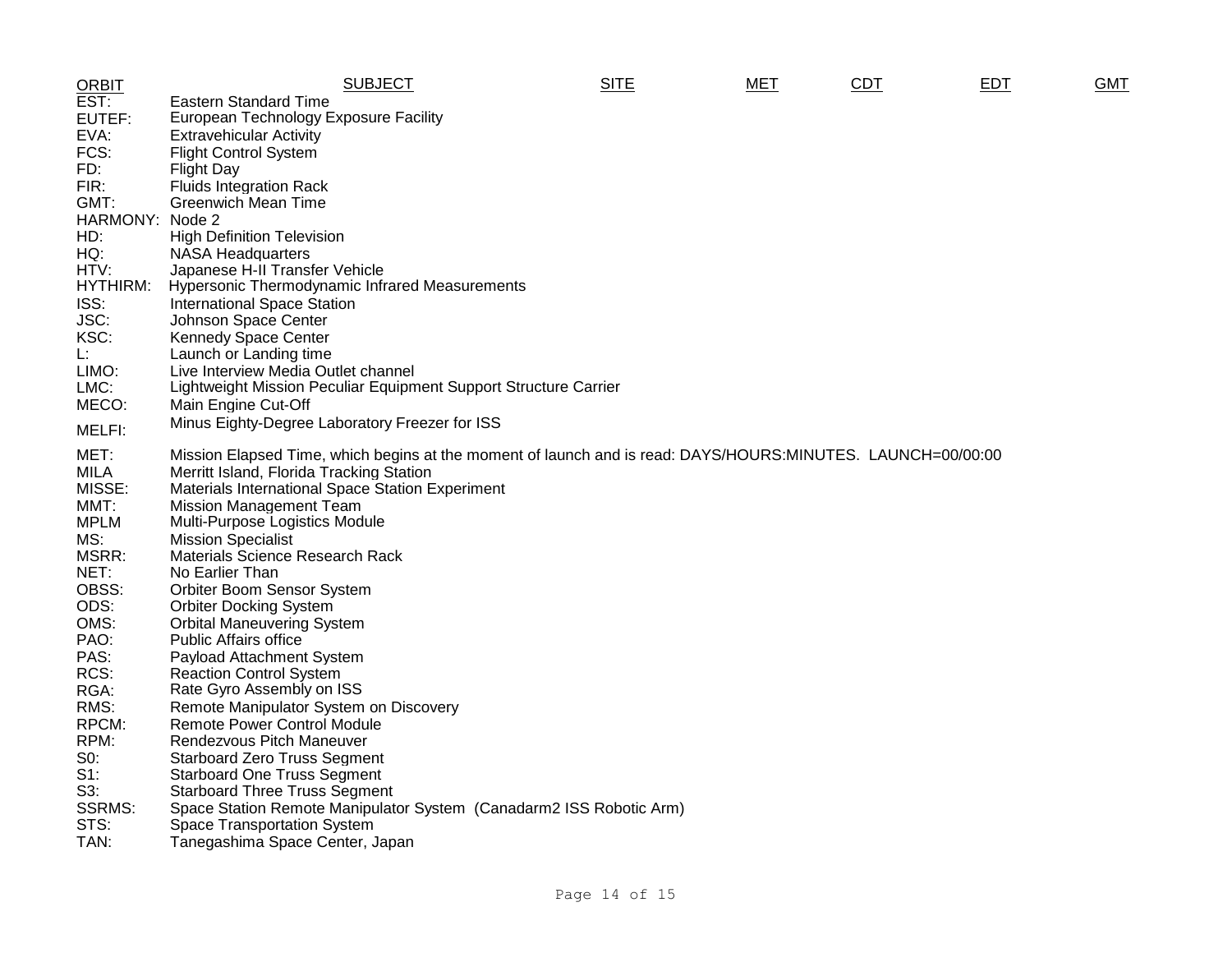| ORBIT | SUBJECT | SITE | MET | CDT | EDT | GMT |
| --- | --- | --- | --- | --- | --- | --- |

EST: Eastern Standard Time
EUTEF: European Technology Exposure Facility
EVA: Extravehicular Activity
FCS: Flight Control System
FD: Flight Day
FIR: Fluids Integration Rack
GMT: Greenwich Mean Time
HARMONY: Node 2
HD: High Definition Television
HQ: NASA Headquarters
HTV: Japanese H-II Transfer Vehicle
HYTHIRM: Hypersonic Thermodynamic Infrared Measurements
ISS: International Space Station
JSC: Johnson Space Center
KSC: Kennedy Space Center
L: Launch or Landing time
LIMO: Live Interview Media Outlet channel
LMC: Lightweight Mission Peculiar Equipment Support Structure Carrier
MECO: Main Engine Cut-Off
MELFI: Minus Eighty-Degree Laboratory Freezer for ISS
MET: Mission Elapsed Time, which begins at the moment of launch and is read: DAYS/HOURS:MINUTES. LAUNCH=00/00:00
MILA Merritt Island, Florida Tracking Station
MISSE: Materials International Space Station Experiment
MMT: Mission Management Team
MPLM Multi-Purpose Logistics Module
MS: Mission Specialist
MSRR: Materials Science Research Rack
NET: No Earlier Than
OBSS: Orbiter Boom Sensor System
ODS: Orbiter Docking System
OMS: Orbital Maneuvering System
PAO: Public Affairs office
PAS: Payload Attachment System
RCS: Reaction Control System
RGA: Rate Gyro Assembly on ISS
RMS: Remote Manipulator System on Discovery
RPCM: Remote Power Control Module
RPM: Rendezvous Pitch Maneuver
S0: Starboard Zero Truss Segment
S1: Starboard One Truss Segment
S3: Starboard Three Truss Segment
SSRMS: Space Station Remote Manipulator System (Canadarm2 ISS Robotic Arm)
STS: Space Transportation System
TAN: Tanegashima Space Center, Japan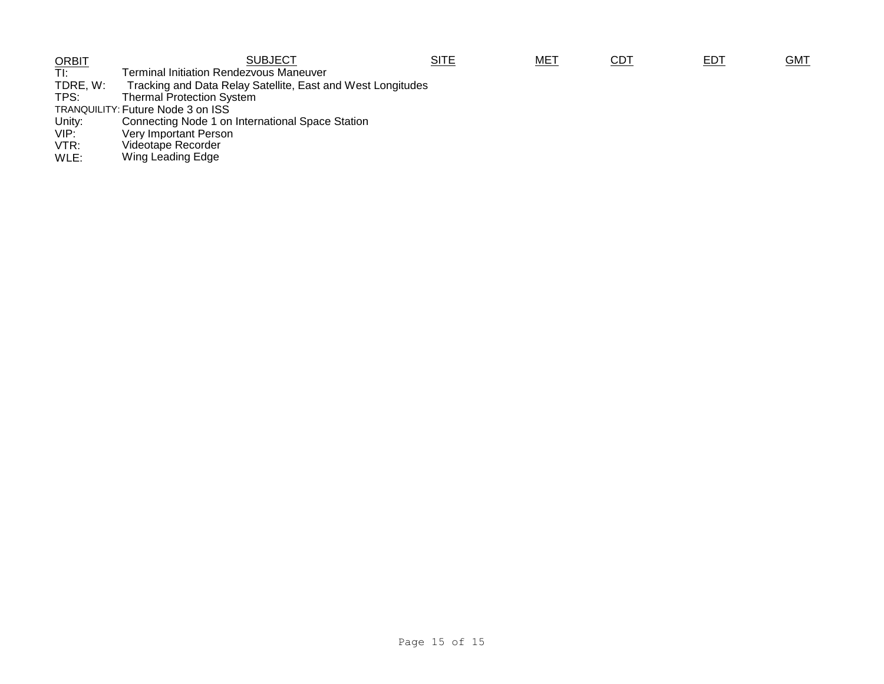| ORBIT | SUBJECT | SITE | MET | CDT | EDT | GMT |
|---|---|---|---|---|---|---|
| TI: | Terminal Initiation Rendezvous Maneuver | | | | | |
| TDRE, W: | Tracking and Data Relay Satellite, East and West Longitudes | | | | | |
| TPS: | Thermal Protection System | | | | | |
| TRANQUILITY: | Future Node 3 on ISS | | | | | |
| Unity: | Connecting Node 1 on International Space Station | | | | | |
| VIP: | Very Important Person | | | | | |
| VTR: | Videotape Recorder | | | | | |
| WLE: | Wing Leading Edge | | | | | |